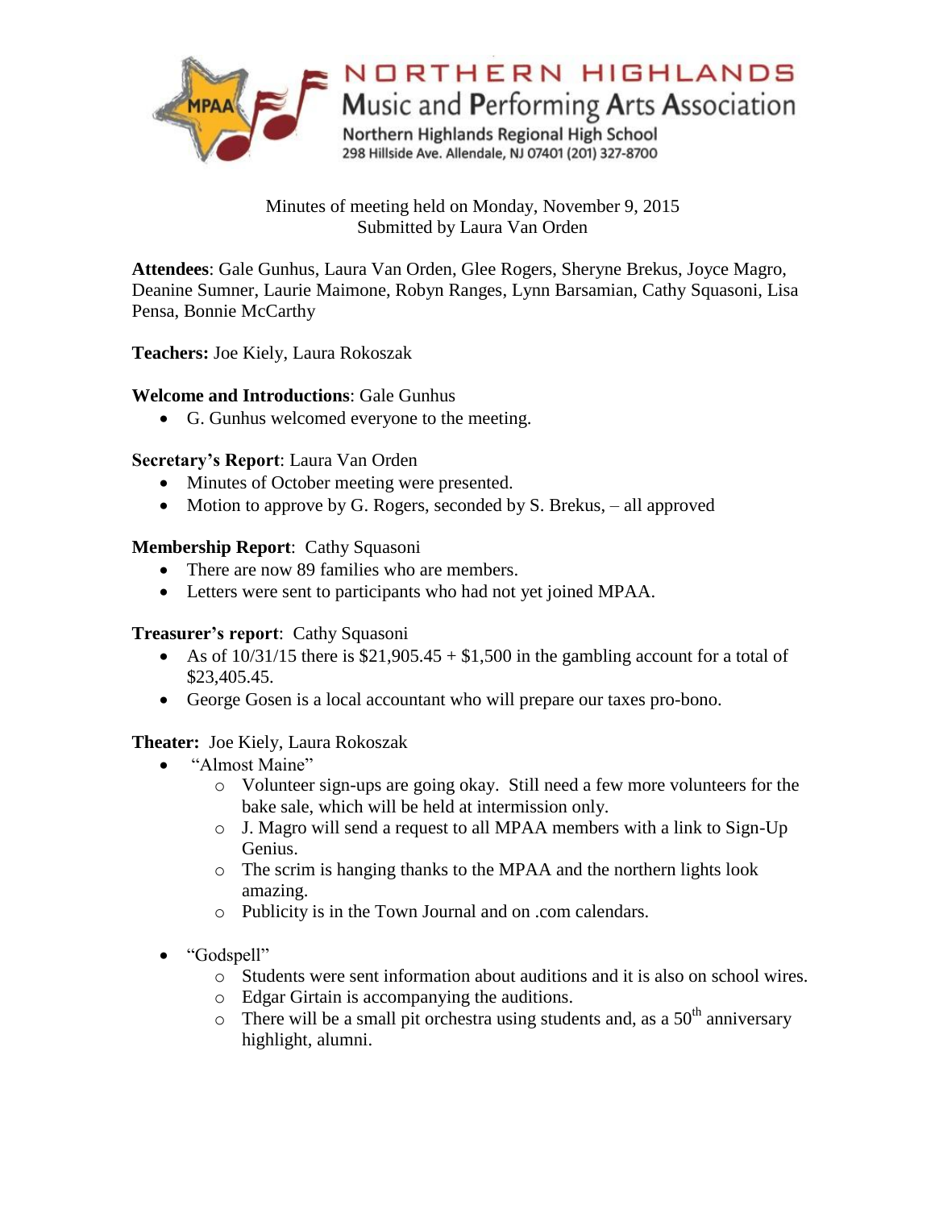# NORTHERN HIGHLANDS Music and Performing Arts Association

Northern Highlands Regional High School
298 Hillside Ave. Allendale, NJ 07401 (201) 327-8700

Minutes of meeting held on Monday, November 9, 2015
Submitted by Laura Van Orden

**Attendees**: Gale Gunhus, Laura Van Orden, Glee Rogers, Sheryne Brekus, Joyce Magro, Deanine Sumner, Laurie Maimone, Robyn Ranges, Lynn Barsamian, Cathy Squasoni, Lisa Pensa, Bonnie McCarthy

**Teachers:** Joe Kiely, Laura Rokoszak

**Welcome and Introductions**: Gale Gunhus

- G. Gunhus welcomed everyone to the meeting.

**Secretary's Report**: Laura Van Orden

- Minutes of October meeting were presented.
- Motion to approve by G. Rogers, seconded by S. Brekus, – all approved

**Membership Report**: Cathy Squasoni

- There are now 89 families who are members.
- Letters were sent to participants who had not yet joined MPAA.

**Treasurer's report**: Cathy Squasoni

- As of 10/31/15 there is $21,905.45 + $1,500 in the gambling account for a total of $23,405.45.
- George Gosen is a local accountant who will prepare our taxes pro-bono.

**Theater:** Joe Kiely, Laura Rokoszak

- "Almost Maine"
  - Volunteer sign-ups are going okay. Still need a few more volunteers for the bake sale, which will be held at intermission only.
  - J. Magro will send a request to all MPAA members with a link to Sign-Up Genius.
  - The scrim is hanging thanks to the MPAA and the northern lights look amazing.
  - Publicity is in the Town Journal and on .com calendars.

- "Godspell"
  - Students were sent information about auditions and it is also on school wires.
  - Edgar Girtain is accompanying the auditions.
  - There will be a small pit orchestra using students and, as a 50th anniversary highlight, alumni.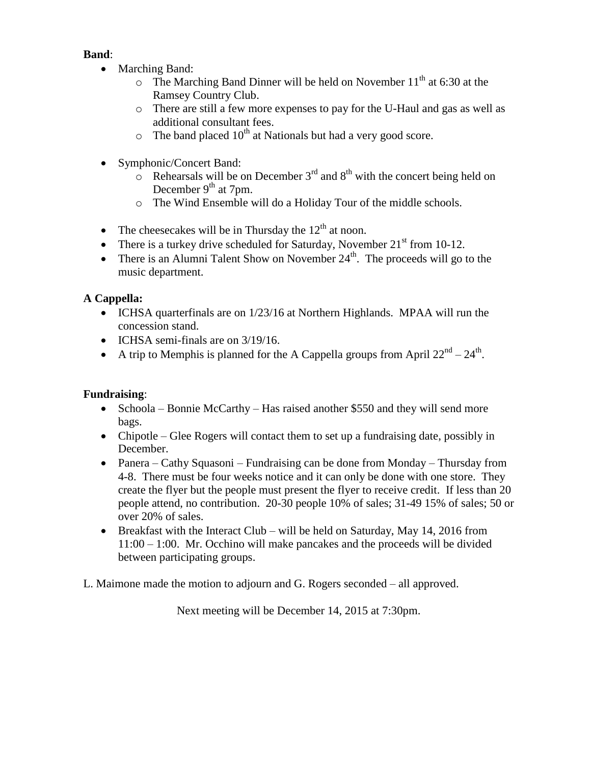**Band**:

- Marching Band:
  - The Marching Band Dinner will be held on November 11th at 6:30 at the Ramsey Country Club.
  - There are still a few more expenses to pay for the U-Haul and gas as well as additional consultant fees.
  - The band placed 10th at Nationals but had a very good score.

- Symphonic/Concert Band:
  - Rehearsals will be on December 3rd and 8th with the concert being held on December 9th at 7pm.
  - The Wind Ensemble will do a Holiday Tour of the middle schools.

- The cheesecakes will be in Thursday the 12th at noon.
- There is a turkey drive scheduled for Saturday, November 21st from 10-12.
- There is an Alumni Talent Show on November 24th. The proceeds will go to the music department.

**A Cappella:**

- ICHSA quarterfinals are on 1/23/16 at Northern Highlands. MPAA will run the concession stand.
- ICHSA semi-finals are on 3/19/16.
- A trip to Memphis is planned for the A Cappella groups from April 22nd – 24th.

**Fundraising**:

- Schoola – Bonnie McCarthy – Has raised another $550 and they will send more bags.
- Chipotle – Glee Rogers will contact them to set up a fundraising date, possibly in December.
- Panera – Cathy Squasoni – Fundraising can be done from Monday – Thursday from 4-8. There must be four weeks notice and it can only be done with one store. They create the flyer but the people must present the flyer to receive credit. If less than 20 people attend, no contribution. 20-30 people 10% of sales; 31-49 15% of sales; 50 or over 20% of sales.
- Breakfast with the Interact Club – will be held on Saturday, May 14, 2016 from 11:00 – 1:00. Mr. Occhino will make pancakes and the proceeds will be divided between participating groups.

L. Maimone made the motion to adjourn and G. Rogers seconded – all approved.

Next meeting will be December 14, 2015 at 7:30pm.